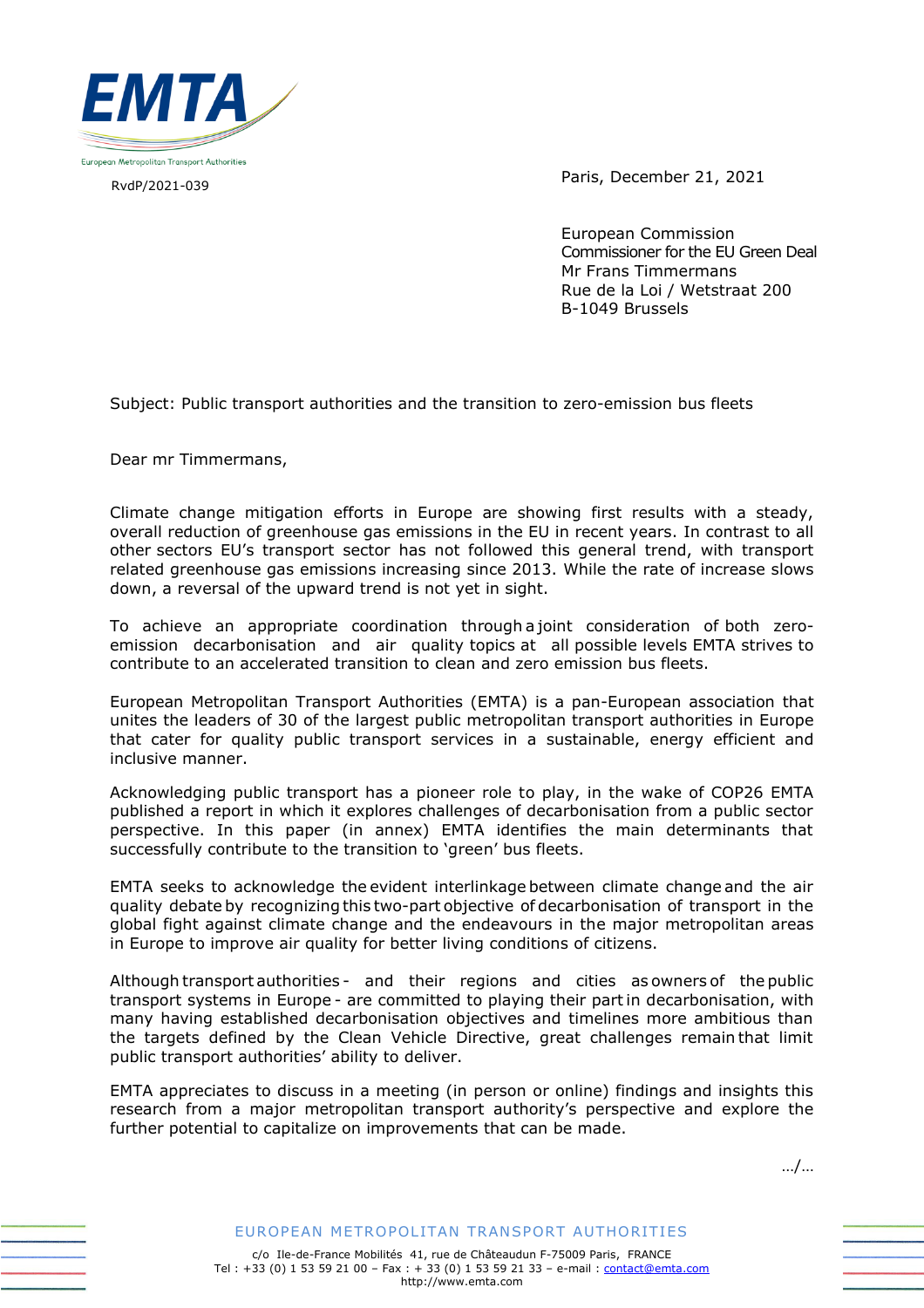EMTA

European Metropolitan Transport Authorities

RvdP/2021-039

Paris, December 21, 2021

European Commission
Commissioner for the EU Green Deal
Mr Frans Timmermans
Rue de la Loi / Wetstraat 200
B-1049 Brussels

Subject: Public transport authorities and the transition to zero-emission bus fleets

Dear mr Timmermans,

Climate change mitigation efforts in Europe are showing first results with a steady, overall reduction of greenhouse gas emissions in the EU in recent years. In contrast to all other sectors EU's transport sector has not followed this general trend, with transport related greenhouse gas emissions increasing since 2013. While the rate of increase slows down, a reversal of the upward trend is not yet in sight.

To achieve an appropriate coordination through a joint consideration of both zero-emission decarbonisation and air quality topics at all possible levels EMTA strives to contribute to an accelerated transition to clean and zero emission bus fleets.

European Metropolitan Transport Authorities (EMTA) is a pan-European association that unites the leaders of 30 of the largest public metropolitan transport authorities in Europe that cater for quality public transport services in a sustainable, energy efficient and inclusive manner.

Acknowledging public transport has a pioneer role to play, in the wake of COP26 EMTA published a report in which it explores challenges of decarbonisation from a public sector perspective. In this paper (in annex) EMTA identifies the main determinants that successfully contribute to the transition to 'green' bus fleets.

EMTA seeks to acknowledge the evident interlinkage between climate change and the air quality debate by recognizing this two-part objective of decarbonisation of transport in the global fight against climate change and the endeavours in the major metropolitan areas in Europe to improve air quality for better living conditions of citizens.

Although transport authorities - and their regions and cities as owners of the public transport systems in Europe - are committed to playing their part in decarbonisation, with many having established decarbonisation objectives and timelines more ambitious than the targets defined by the Clean Vehicle Directive, great challenges remain that limit public transport authorities' ability to deliver.

EMTA appreciates to discuss in a meeting (in person or online) findings and insights this research from a major metropolitan transport authority's perspective and explore the further potential to capitalize on improvements that can be made.

.../...

EUROPEAN METROPOLITAN TRANSPORT AUTHORITIES

c/o Ile-de-France Mobilités 41, rue de Châteaudun F-75009 Paris, FRANCE
Tel : +33 (0) 1 53 59 21 00 – Fax : + 33 (0) 1 53 59 21 33 – e-mail : contact@emta.com
http://www.emta.com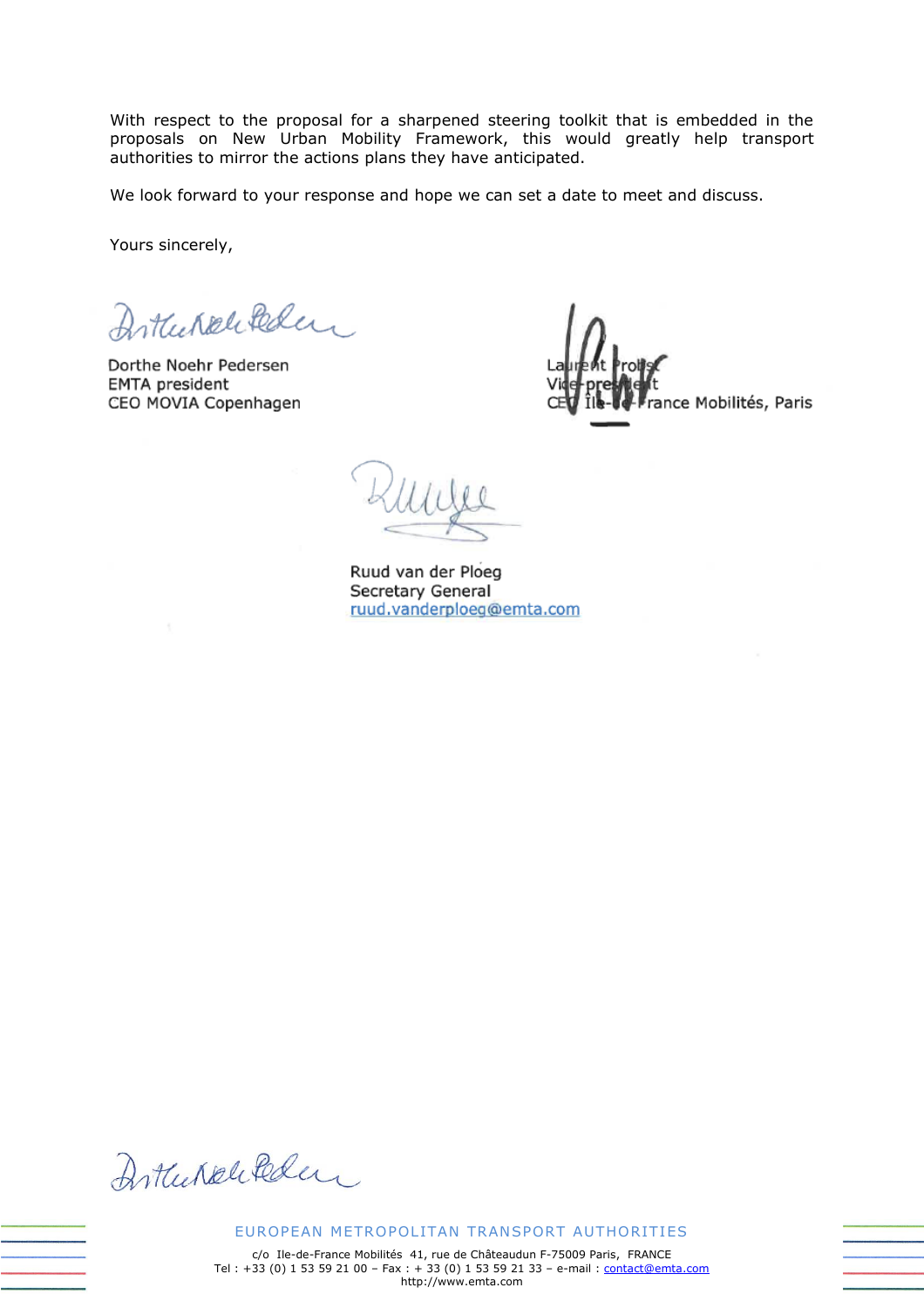With respect to the proposal for a sharpened steering toolkit that is embedded in the proposals on New Urban Mobility Framework, this would greatly help transport authorities to mirror the actions plans they have anticipated.

We look forward to your response and hope we can set a date to meet and discuss.

Yours sincerely,

Dorthe Noehr Pedersen
EMTA president
CEO MOVIA Copenhagen

Laurent Probst
Vice-president
CEO Ile-de-France Mobilités, Paris

Ruud van der Ploeg
Secretary General
ruud.vanderploeg@emta.com

EUROPEAN METROPOLITAN TRANSPORT AUTHORITIES

c/o Ile-de-France Mobilités 41, rue de Châteaudun F-75009 Paris, FRANCE
Tel : +33 (0) 1 53 59 21 00 – Fax : + 33 (0) 1 53 59 21 33 – e-mail : contact@emta.com
http://www.emta.com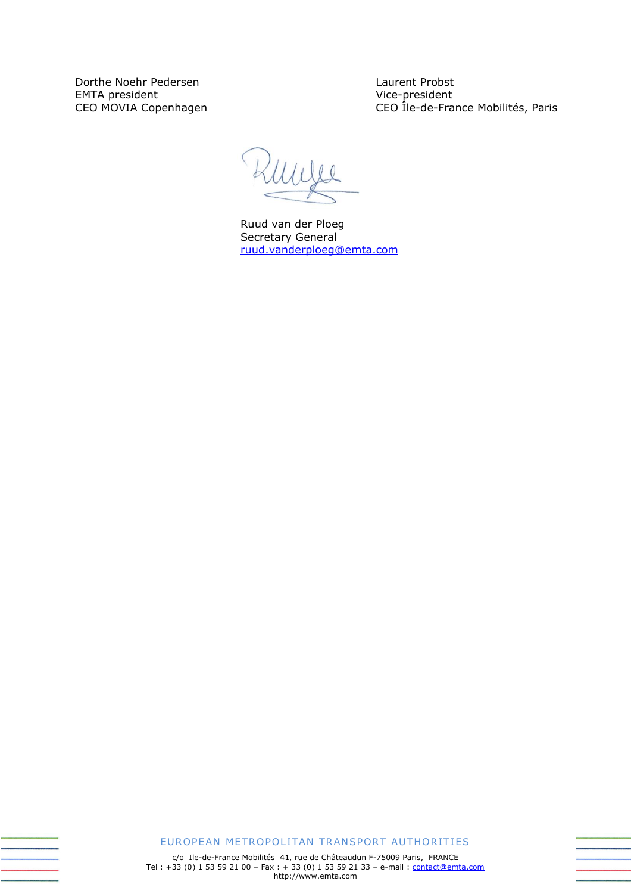Dorthe Noehr Pedersen
EMTA president
CEO MOVIA Copenhagen

Laurent Probst
Vice-president
CEO Île-de-France Mobilités, Paris

Ruud van der Ploeg
Secretary General
ruud.vanderploeg@emta.com

EUROPEAN METROPOLITAN TRANSPORT AUTHORITIES

c/o Ile-de-France Mobilités 41, rue de Châteaudun F-75009 Paris, FRANCE
Tel : +33 (0) 1 53 59 21 00 – Fax : + 33 (0) 1 53 59 21 33 – e-mail : contact@emta.com
http://www.emta.com